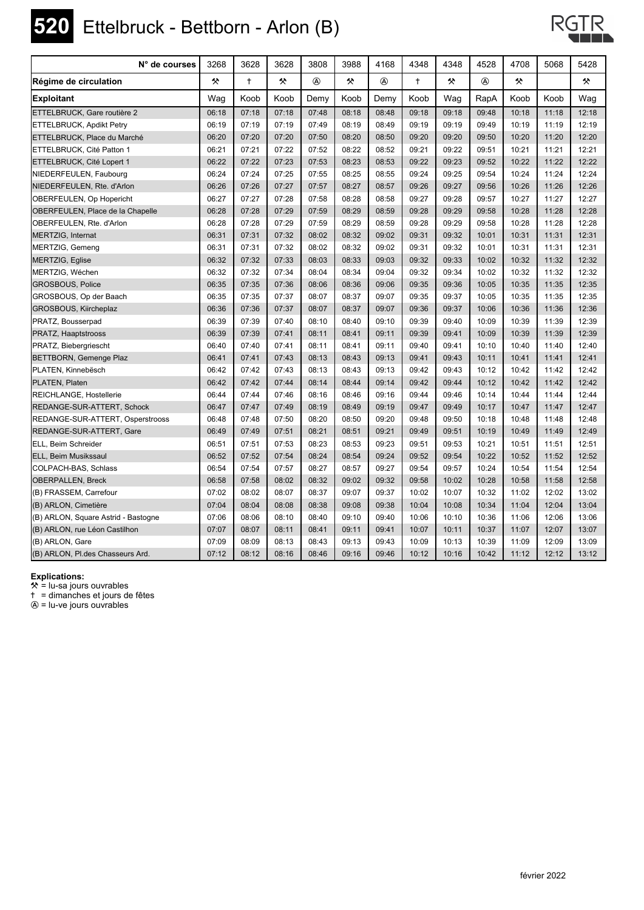# 520 Ettelbruck - Bettborn - Arlon (B)

| N° de courses | 3268 | 3628 | 3628 | 3808 | 3988 | 4168 | 4348 | 4348 | 4528 | 4708 | 5068 | 5428 |
|---|---|---|---|---|---|---|---|---|---|---|---|---|
| **Régime de circulation** | ⚒ | † | ⚒ | Ⓐ | ⚒ | Ⓐ | † | ⚒ | Ⓐ | ⚒ | | ⚒ |
| **Exploitant** | Wag | Koob | Koob | Demy | Koob | Demy | Koob | Wag | RapA | Koob | Koob | Wag |
| ETTELBRUCK, Gare routière 2 | 06:18 | 07:18 | 07:18 | 07:48 | 08:18 | 08:48 | 09:18 | 09:18 | 09:48 | 10:18 | 11:18 | 12:18 |
| ETTELBRUCK, Apdikt Petry | 06:19 | 07:19 | 07:19 | 07:49 | 08:19 | 08:49 | 09:19 | 09:19 | 09:49 | 10:19 | 11:19 | 12:19 |
| ETTELBRUCK, Place du Marché | 06:20 | 07:20 | 07:20 | 07:50 | 08:20 | 08:50 | 09:20 | 09:20 | 09:50 | 10:20 | 11:20 | 12:20 |
| ETTELBRUCK, Cité Patton 1 | 06:21 | 07:21 | 07:22 | 07:52 | 08:22 | 08:52 | 09:21 | 09:22 | 09:51 | 10:21 | 11:21 | 12:21 |
| ETTELBRUCK, Cité Lopert 1 | 06:22 | 07:22 | 07:23 | 07:53 | 08:23 | 08:53 | 09:22 | 09:23 | 09:52 | 10:22 | 11:22 | 12:22 |
| NIEDERFEULEN, Faubourg | 06:24 | 07:24 | 07:25 | 07:55 | 08:25 | 08:55 | 09:24 | 09:25 | 09:54 | 10:24 | 11:24 | 12:24 |
| NIEDERFEULEN, Rte. d'Arlon | 06:26 | 07:26 | 07:27 | 07:57 | 08:27 | 08:57 | 09:26 | 09:27 | 09:56 | 10:26 | 11:26 | 12:26 |
| OBERFEULEN, Op Hopericht | 06:27 | 07:27 | 07:28 | 07:58 | 08:28 | 08:58 | 09:27 | 09:28 | 09:57 | 10:27 | 11:27 | 12:27 |
| OBERFEULEN, Place de la Chapelle | 06:28 | 07:28 | 07:29 | 07:59 | 08:29 | 08:59 | 09:28 | 09:29 | 09:58 | 10:28 | 11:28 | 12:28 |
| OBERFEULEN, Rte. d'Arlon | 06:28 | 07:28 | 07:29 | 07:59 | 08:29 | 08:59 | 09:28 | 09:29 | 09:58 | 10:28 | 11:28 | 12:28 |
| MERTZIG, Internat | 06:31 | 07:31 | 07:32 | 08:02 | 08:32 | 09:02 | 09:31 | 09:32 | 10:01 | 10:31 | 11:31 | 12:31 |
| MERTZIG, Gemeng | 06:31 | 07:31 | 07:32 | 08:02 | 08:32 | 09:02 | 09:31 | 09:32 | 10:01 | 10:31 | 11:31 | 12:31 |
| MERTZIG, Eglise | 06:32 | 07:32 | 07:33 | 08:03 | 08:33 | 09:03 | 09:32 | 09:33 | 10:02 | 10:32 | 11:32 | 12:32 |
| MERTZIG, Wéchen | 06:32 | 07:32 | 07:34 | 08:04 | 08:34 | 09:04 | 09:32 | 09:34 | 10:02 | 10:32 | 11:32 | 12:32 |
| GROSBOUS, Police | 06:35 | 07:35 | 07:36 | 08:06 | 08:36 | 09:06 | 09:35 | 09:36 | 10:05 | 10:35 | 11:35 | 12:35 |
| GROSBOUS, Op der Baach | 06:35 | 07:35 | 07:37 | 08:07 | 08:37 | 09:07 | 09:35 | 09:37 | 10:05 | 10:35 | 11:35 | 12:35 |
| GROSBOUS, Kiircheplaz | 06:36 | 07:36 | 07:37 | 08:07 | 08:37 | 09:07 | 09:36 | 09:37 | 10:06 | 10:36 | 11:36 | 12:36 |
| PRATZ, Bousserpad | 06:39 | 07:39 | 07:40 | 08:10 | 08:40 | 09:10 | 09:39 | 09:40 | 10:09 | 10:39 | 11:39 | 12:39 |
| PRATZ, Haaptstrooss | 06:39 | 07:39 | 07:41 | 08:11 | 08:41 | 09:11 | 09:39 | 09:41 | 10:09 | 10:39 | 11:39 | 12:39 |
| PRATZ, Biebergriescht | 06:40 | 07:40 | 07:41 | 08:11 | 08:41 | 09:11 | 09:40 | 09:41 | 10:10 | 10:40 | 11:40 | 12:40 |
| BETTBORN, Gemenge Plaz | 06:41 | 07:41 | 07:43 | 08:13 | 08:43 | 09:13 | 09:41 | 09:43 | 10:11 | 10:41 | 11:41 | 12:41 |
| PLATEN, Kinnebësch | 06:42 | 07:42 | 07:43 | 08:13 | 08:43 | 09:13 | 09:42 | 09:43 | 10:12 | 10:42 | 11:42 | 12:42 |
| PLATEN, Platen | 06:42 | 07:42 | 07:44 | 08:14 | 08:44 | 09:14 | 09:42 | 09:44 | 10:12 | 10:42 | 11:42 | 12:42 |
| REICHLANGE, Hostellerie | 06:44 | 07:44 | 07:46 | 08:16 | 08:46 | 09:16 | 09:44 | 09:46 | 10:14 | 10:44 | 11:44 | 12:44 |
| REDANGE-SUR-ATTERT, Schock | 06:47 | 07:47 | 07:49 | 08:19 | 08:49 | 09:19 | 09:47 | 09:49 | 10:17 | 10:47 | 11:47 | 12:47 |
| REDANGE-SUR-ATTERT, Osperstrooss | 06:48 | 07:48 | 07:50 | 08:20 | 08:50 | 09:20 | 09:48 | 09:50 | 10:18 | 10:48 | 11:48 | 12:48 |
| REDANGE-SUR-ATTERT, Gare | 06:49 | 07:49 | 07:51 | 08:21 | 08:51 | 09:21 | 09:49 | 09:51 | 10:19 | 10:49 | 11:49 | 12:49 |
| ELL, Beim Schreider | 06:51 | 07:51 | 07:53 | 08:23 | 08:53 | 09:23 | 09:51 | 09:53 | 10:21 | 10:51 | 11:51 | 12:51 |
| ELL, Beim Musikssaul | 06:52 | 07:52 | 07:54 | 08:24 | 08:54 | 09:24 | 09:52 | 09:54 | 10:22 | 10:52 | 11:52 | 12:52 |
| COLPACH-BAS, Schlass | 06:54 | 07:54 | 07:57 | 08:27 | 08:57 | 09:27 | 09:54 | 09:57 | 10:24 | 10:54 | 11:54 | 12:54 |
| OBERPALLEN, Breck | 06:58 | 07:58 | 08:02 | 08:32 | 09:02 | 09:32 | 09:58 | 10:02 | 10:28 | 10:58 | 11:58 | 12:58 |
| (B) FRASSEM, Carrefour | 07:02 | 08:02 | 08:07 | 08:37 | 09:07 | 09:37 | 10:02 | 10:07 | 10:32 | 11:02 | 12:02 | 13:02 |
| (B) ARLON, Cimetière | 07:04 | 08:04 | 08:08 | 08:38 | 09:08 | 09:38 | 10:04 | 10:08 | 10:34 | 11:04 | 12:04 | 13:04 |
| (B) ARLON, Square Astrid - Bastogne | 07:06 | 08:06 | 08:10 | 08:40 | 09:10 | 09:40 | 10:06 | 10:10 | 10:36 | 11:06 | 12:06 | 13:06 |
| (B) ARLON, rue Léon Castilhon | 07:07 | 08:07 | 08:11 | 08:41 | 09:11 | 09:41 | 10:07 | 10:11 | 10:37 | 11:07 | 12:07 | 13:07 |
| (B) ARLON, Gare | 07:09 | 08:09 | 08:13 | 08:43 | 09:13 | 09:43 | 10:09 | 10:13 | 10:39 | 11:09 | 12:09 | 13:09 |
| (B) ARLON, Pl.des Chasseurs Ard. | 07:12 | 08:12 | 08:16 | 08:46 | 09:16 | 09:46 | 10:12 | 10:16 | 10:42 | 11:12 | 12:12 | 13:12 |

**Explications:**

⚒ = lu-sa jours ouvrables
† = dimanches et jours de fêtes
Ⓐ = lu-ve jours ouvrables

février 2022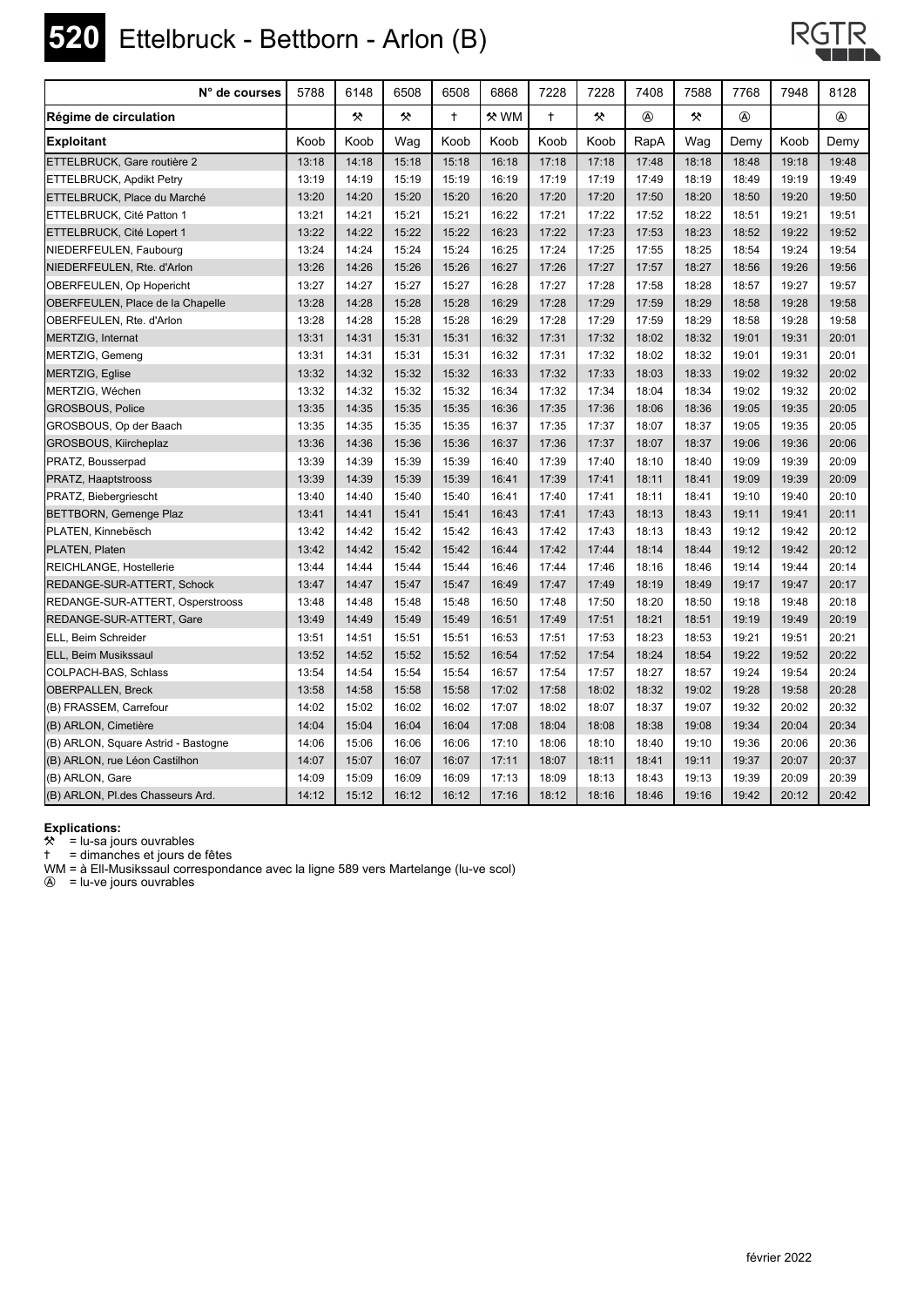# 520 Ettelbruck - Bettborn - Arlon (B)

| N° de courses | 5788 | 6148 | 6508 | 6508 | 6868 | 7228 | 7228 | 7408 | 7588 | 7768 | 7948 | 8128 |
|---|---|---|---|---|---|---|---|---|---|---|---|---|
| **Régime de circulation** | | ⚒ | ⚒ | † | ⚒ WM | † | ⚒ | Ⓐ | ⚒ | Ⓐ | | Ⓐ |
| **Exploitant** | Koob | Koob | Wag | Koob | Koob | Koob | Koob | RapA | Wag | Demy | Koob | Demy |
| ETTELBRUCK, Gare routière 2 | 13:18 | 14:18 | 15:18 | 15:18 | 16:18 | 17:18 | 17:18 | 17:48 | 18:18 | 18:48 | 19:18 | 19:48 |
| ETTELBRUCK, Apdikt Petry | 13:19 | 14:19 | 15:19 | 15:19 | 16:19 | 17:19 | 17:19 | 17:49 | 18:19 | 18:49 | 19:19 | 19:49 |
| ETTELBRUCK, Place du Marché | 13:20 | 14:20 | 15:20 | 15:20 | 16:20 | 17:20 | 17:20 | 17:50 | 18:20 | 18:50 | 19:20 | 19:50 |
| ETTELBRUCK, Cité Patton 1 | 13:21 | 14:21 | 15:21 | 15:21 | 16:22 | 17:21 | 17:22 | 17:52 | 18:22 | 18:51 | 19:21 | 19:51 |
| ETTELBRUCK, Cité Lopert 1 | 13:22 | 14:22 | 15:22 | 15:22 | 16:23 | 17:22 | 17:23 | 17:53 | 18:23 | 18:52 | 19:22 | 19:52 |
| NIEDERFEULEN, Faubourg | 13:24 | 14:24 | 15:24 | 15:24 | 16:25 | 17:24 | 17:25 | 17:55 | 18:25 | 18:54 | 19:24 | 19:54 |
| NIEDERFEULEN, Rte. d'Arlon | 13:26 | 14:26 | 15:26 | 15:26 | 16:27 | 17:26 | 17:27 | 17:57 | 18:27 | 18:56 | 19:26 | 19:56 |
| OBERFEULEN, Op Hopericht | 13:27 | 14:27 | 15:27 | 15:27 | 16:28 | 17:27 | 17:28 | 17:58 | 18:28 | 18:57 | 19:27 | 19:57 |
| OBERFEULEN, Place de la Chapelle | 13:28 | 14:28 | 15:28 | 15:28 | 16:29 | 17:28 | 17:29 | 17:59 | 18:29 | 18:58 | 19:28 | 19:58 |
| OBERFEULEN, Rte. d'Arlon | 13:28 | 14:28 | 15:28 | 15:28 | 16:29 | 17:28 | 17:29 | 17:59 | 18:29 | 18:58 | 19:28 | 19:58 |
| MERTZIG, Internat | 13:31 | 14:31 | 15:31 | 15:31 | 16:32 | 17:31 | 17:32 | 18:02 | 18:32 | 19:01 | 19:31 | 20:01 |
| MERTZIG, Gemeng | 13:31 | 14:31 | 15:31 | 15:31 | 16:32 | 17:31 | 17:32 | 18:02 | 18:32 | 19:01 | 19:31 | 20:01 |
| MERTZIG, Eglise | 13:32 | 14:32 | 15:32 | 15:32 | 16:33 | 17:32 | 17:33 | 18:03 | 18:33 | 19:02 | 19:32 | 20:02 |
| MERTZIG, Wéchen | 13:32 | 14:32 | 15:32 | 15:32 | 16:34 | 17:32 | 17:34 | 18:04 | 18:34 | 19:02 | 19:32 | 20:02 |
| GROSBOUS, Police | 13:35 | 14:35 | 15:35 | 15:35 | 16:36 | 17:35 | 17:36 | 18:06 | 18:36 | 19:05 | 19:35 | 20:05 |
| GROSBOUS, Op der Baach | 13:35 | 14:35 | 15:35 | 15:35 | 16:37 | 17:35 | 17:37 | 18:07 | 18:37 | 19:05 | 19:35 | 20:05 |
| GROSBOUS, Kiircheplaz | 13:36 | 14:36 | 15:36 | 15:36 | 16:37 | 17:36 | 17:37 | 18:07 | 18:37 | 19:06 | 19:36 | 20:06 |
| PRATZ, Bousserpad | 13:39 | 14:39 | 15:39 | 15:39 | 16:40 | 17:39 | 17:40 | 18:10 | 18:40 | 19:09 | 19:39 | 20:09 |
| PRATZ, Haaptstrooss | 13:39 | 14:39 | 15:39 | 15:39 | 16:41 | 17:39 | 17:41 | 18:11 | 18:41 | 19:09 | 19:39 | 20:09 |
| PRATZ, Biebergriescht | 13:40 | 14:40 | 15:40 | 15:40 | 16:41 | 17:40 | 17:41 | 18:11 | 18:41 | 19:10 | 19:40 | 20:10 |
| BETTBORN, Gemenge Plaz | 13:41 | 14:41 | 15:41 | 15:41 | 16:43 | 17:41 | 17:43 | 18:13 | 18:43 | 19:11 | 19:41 | 20:11 |
| PLATEN, Kinnebësch | 13:42 | 14:42 | 15:42 | 15:42 | 16:43 | 17:42 | 17:43 | 18:13 | 18:43 | 19:12 | 19:42 | 20:12 |
| PLATEN, Platen | 13:42 | 14:42 | 15:42 | 15:42 | 16:44 | 17:42 | 17:44 | 18:14 | 18:44 | 19:12 | 19:42 | 20:12 |
| REICHLANGE, Hostellerie | 13:44 | 14:44 | 15:44 | 15:44 | 16:46 | 17:44 | 17:46 | 18:16 | 18:46 | 19:14 | 19:44 | 20:14 |
| REDANGE-SUR-ATTERT, Schock | 13:47 | 14:47 | 15:47 | 15:47 | 16:49 | 17:47 | 17:49 | 18:19 | 18:49 | 19:17 | 19:47 | 20:17 |
| REDANGE-SUR-ATTERT, Osperstrooss | 13:48 | 14:48 | 15:48 | 15:48 | 16:50 | 17:48 | 17:50 | 18:20 | 18:50 | 19:18 | 19:48 | 20:18 |
| REDANGE-SUR-ATTERT, Gare | 13:49 | 14:49 | 15:49 | 15:49 | 16:51 | 17:49 | 17:51 | 18:21 | 18:51 | 19:19 | 19:49 | 20:19 |
| ELL, Beim Schreider | 13:51 | 14:51 | 15:51 | 15:51 | 16:53 | 17:51 | 17:53 | 18:23 | 18:53 | 19:21 | 19:51 | 20:21 |
| ELL, Beim Musikssaul | 13:52 | 14:52 | 15:52 | 15:52 | 16:54 | 17:52 | 17:54 | 18:24 | 18:54 | 19:22 | 19:52 | 20:22 |
| COLPACH-BAS, Schlass | 13:54 | 14:54 | 15:54 | 15:54 | 16:57 | 17:54 | 17:57 | 18:27 | 18:57 | 19:24 | 19:54 | 20:24 |
| OBERPALLEN, Breck | 13:58 | 14:58 | 15:58 | 15:58 | 17:02 | 17:58 | 18:02 | 18:32 | 19:02 | 19:28 | 19:58 | 20:28 |
| (B) FRASSEM, Carrefour | 14:02 | 15:02 | 16:02 | 16:02 | 17:07 | 18:02 | 18:07 | 18:37 | 19:07 | 19:32 | 20:02 | 20:32 |
| (B) ARLON, Cimetière | 14:04 | 15:04 | 16:04 | 16:04 | 17:08 | 18:04 | 18:08 | 18:38 | 19:08 | 19:34 | 20:04 | 20:34 |
| (B) ARLON, Square Astrid - Bastogne | 14:06 | 15:06 | 16:06 | 16:06 | 17:10 | 18:06 | 18:10 | 18:40 | 19:10 | 19:36 | 20:06 | 20:36 |
| (B) ARLON, rue Léon Castilhon | 14:07 | 15:07 | 16:07 | 16:07 | 17:11 | 18:07 | 18:11 | 18:41 | 19:11 | 19:37 | 20:07 | 20:37 |
| (B) ARLON, Gare | 14:09 | 15:09 | 16:09 | 16:09 | 17:13 | 18:09 | 18:13 | 18:43 | 19:13 | 19:39 | 20:09 | 20:39 |
| (B) ARLON, Pl.des Chasseurs Ard. | 14:12 | 15:12 | 16:12 | 16:12 | 17:16 | 18:12 | 18:16 | 18:46 | 19:16 | 19:42 | 20:12 | 20:42 |

**Explications:**
⚒ = lu-sa jours ouvrables
† = dimanches et jours de fêtes
WM = à Ell-Musikssaul correspondance avec la ligne 589 vers Martelange (lu-ve scol)
Ⓐ = lu-ve jours ouvrables

février 2022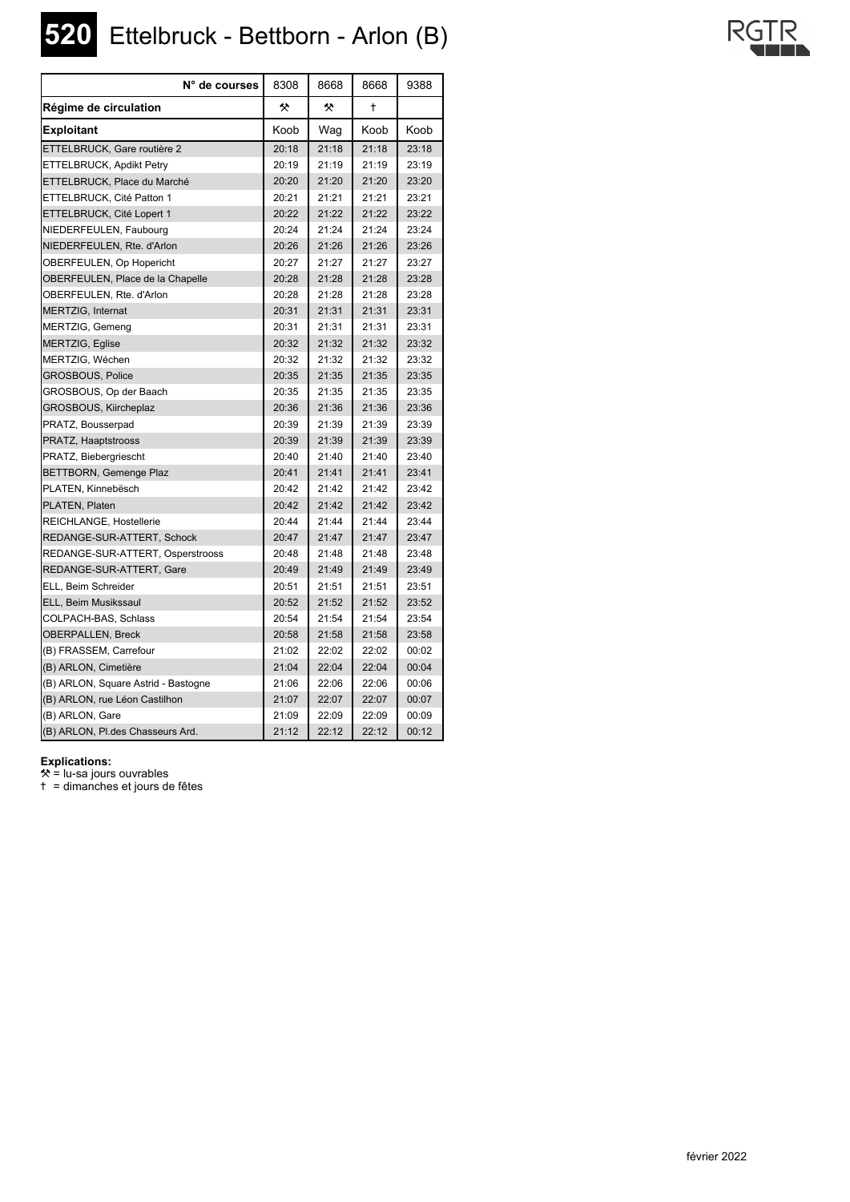# 520 Ettelbruck - Bettborn - Arlon (B)

| N° de courses | 8308 | 8668 | 8668 | 9388 |
|---|---|---|---|---|
| **Régime de circulation** | ⚒ | ⚒ | † | |
| **Exploitant** | Koob | Wag | Koob | Koob |
| ETTELBRUCK, Gare routière 2 | 20:18 | 21:18 | 21:18 | 23:18 |
| ETTELBRUCK, Apdikt Petry | 20:19 | 21:19 | 21:19 | 23:19 |
| ETTELBRUCK, Place du Marché | 20:20 | 21:20 | 21:20 | 23:20 |
| ETTELBRUCK, Cité Patton 1 | 20:21 | 21:21 | 21:21 | 23:21 |
| ETTELBRUCK, Cité Lopert 1 | 20:22 | 21:22 | 21:22 | 23:22 |
| NIEDERFEULEN, Faubourg | 20:24 | 21:24 | 21:24 | 23:24 |
| NIEDERFEULEN, Rte. d'Arlon | 20:26 | 21:26 | 21:26 | 23:26 |
| OBERFEULEN, Op Hopericht | 20:27 | 21:27 | 21:27 | 23:27 |
| OBERFEULEN, Place de la Chapelle | 20:28 | 21:28 | 21:28 | 23:28 |
| OBERFEULEN, Rte. d'Arlon | 20:28 | 21:28 | 21:28 | 23:28 |
| MERTZIG, Internat | 20:31 | 21:31 | 21:31 | 23:31 |
| MERTZIG, Gemeng | 20:31 | 21:31 | 21:31 | 23:31 |
| MERTZIG, Eglise | 20:32 | 21:32 | 21:32 | 23:32 |
| MERTZIG, Wéchen | 20:32 | 21:32 | 21:32 | 23:32 |
| GROSBOUS, Police | 20:35 | 21:35 | 21:35 | 23:35 |
| GROSBOUS, Op der Baach | 20:35 | 21:35 | 21:35 | 23:35 |
| GROSBOUS, Kiircheplaz | 20:36 | 21:36 | 21:36 | 23:36 |
| PRATZ, Bousserpad | 20:39 | 21:39 | 21:39 | 23:39 |
| PRATZ, Haaptstrooss | 20:39 | 21:39 | 21:39 | 23:39 |
| PRATZ, Biebergriescht | 20:40 | 21:40 | 21:40 | 23:40 |
| BETTBORN, Gemenge Plaz | 20:41 | 21:41 | 21:41 | 23:41 |
| PLATEN, Kinnebësch | 20:42 | 21:42 | 21:42 | 23:42 |
| PLATEN, Platen | 20:42 | 21:42 | 21:42 | 23:42 |
| REICHLANGE, Hostellerie | 20:44 | 21:44 | 21:44 | 23:44 |
| REDANGE-SUR-ATTERT, Schock | 20:47 | 21:47 | 21:47 | 23:47 |
| REDANGE-SUR-ATTERT, Osperstrooss | 20:48 | 21:48 | 21:48 | 23:48 |
| REDANGE-SUR-ATTERT, Gare | 20:49 | 21:49 | 21:49 | 23:49 |
| ELL, Beim Schreider | 20:51 | 21:51 | 21:51 | 23:51 |
| ELL, Beim Musikssaul | 20:52 | 21:52 | 21:52 | 23:52 |
| COLPACH-BAS, Schlass | 20:54 | 21:54 | 21:54 | 23:54 |
| OBERPALLEN, Breck | 20:58 | 21:58 | 21:58 | 23:58 |
| (B) FRASSEM, Carrefour | 21:02 | 22:02 | 22:02 | 00:02 |
| (B) ARLON, Cimetière | 21:04 | 22:04 | 22:04 | 00:04 |
| (B) ARLON, Square Astrid - Bastogne | 21:06 | 22:06 | 22:06 | 00:06 |
| (B) ARLON, rue Léon Castilhon | 21:07 | 22:07 | 22:07 | 00:07 |
| (B) ARLON, Gare | 21:09 | 22:09 | 22:09 | 00:09 |
| (B) ARLON, Pl.des Chasseurs Ard. | 21:12 | 22:12 | 22:12 | 00:12 |

**Explications:**
⚒ = lu-sa jours ouvrables
† = dimanches et jours de fêtes

février 2022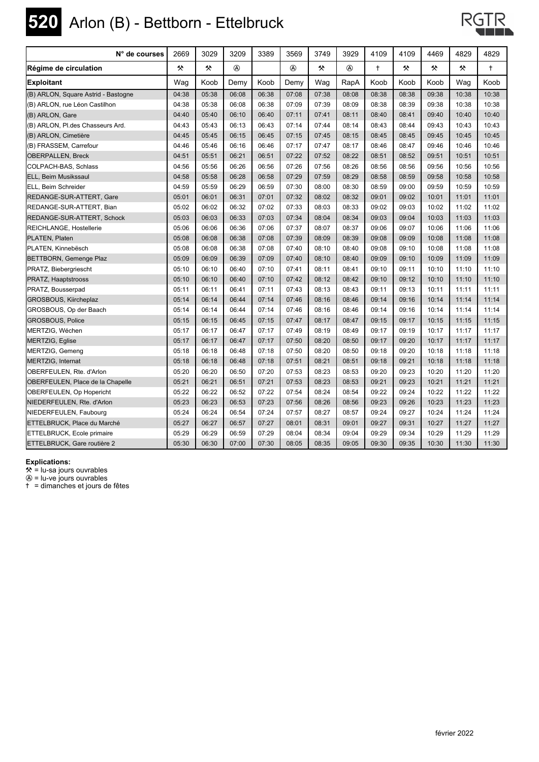# 520 Arlon (B) - Bettborn - Ettelbruck

| N° de courses | 2669 | 3029 | 3209 | 3389 | 3569 | 3749 | 3929 | 4109 | 4109 | 4469 | 4829 | 4829 |
|---|---|---|---|---|---|---|---|---|---|---|---|---|
| **Régime de circulation** | ⚒ | ⚒ | Ⓐ | | Ⓐ | ⚒ | Ⓐ | † | ⚒ | ⚒ | ⚒ | † |
| **Exploitant** | Wag | Koob | Demy | Koob | Demy | Wag | RapA | Koob | Koob | Koob | Wag | Koob |
| (B) ARLON, Square Astrid - Bastogne | 04:38 | 05:38 | 06:08 | 06:38 | 07:08 | 07:38 | 08:08 | 08:38 | 08:38 | 09:38 | 10:38 | 10:38 |
| (B) ARLON, rue Léon Castilhon | 04:38 | 05:38 | 06:08 | 06:38 | 07:09 | 07:39 | 08:09 | 08:38 | 08:39 | 09:38 | 10:38 | 10:38 |
| (B) ARLON, Gare | 04:40 | 05:40 | 06:10 | 06:40 | 07:11 | 07:41 | 08:11 | 08:40 | 08:41 | 09:40 | 10:40 | 10:40 |
| (B) ARLON, Pl.des Chasseurs Ard. | 04:43 | 05:43 | 06:13 | 06:43 | 07:14 | 07:44 | 08:14 | 08:43 | 08:44 | 09:43 | 10:43 | 10:43 |
| (B) ARLON, Cimetière | 04:45 | 05:45 | 06:15 | 06:45 | 07:15 | 07:45 | 08:15 | 08:45 | 08:45 | 09:45 | 10:45 | 10:45 |
| (B) FRASSEM, Carrefour | 04:46 | 05:46 | 06:16 | 06:46 | 07:17 | 07:47 | 08:17 | 08:46 | 08:47 | 09:46 | 10:46 | 10:46 |
| OBERPALLEN, Breck | 04:51 | 05:51 | 06:21 | 06:51 | 07:22 | 07:52 | 08:22 | 08:51 | 08:52 | 09:51 | 10:51 | 10:51 |
| COLPACH-BAS, Schlass | 04:56 | 05:56 | 06:26 | 06:56 | 07:26 | 07:56 | 08:26 | 08:56 | 08:56 | 09:56 | 10:56 | 10:56 |
| ELL, Beim Musikssaul | 04:58 | 05:58 | 06:28 | 06:58 | 07:29 | 07:59 | 08:29 | 08:58 | 08:59 | 09:58 | 10:58 | 10:58 |
| ELL, Beim Schreider | 04:59 | 05:59 | 06:29 | 06:59 | 07:30 | 08:00 | 08:30 | 08:59 | 09:00 | 09:59 | 10:59 | 10:59 |
| REDANGE-SUR-ATTERT, Gare | 05:01 | 06:01 | 06:31 | 07:01 | 07:32 | 08:02 | 08:32 | 09:01 | 09:02 | 10:01 | 11:01 | 11:01 |
| REDANGE-SUR-ATTERT, Bian | 05:02 | 06:02 | 06:32 | 07:02 | 07:33 | 08:03 | 08:33 | 09:02 | 09:03 | 10:02 | 11:02 | 11:02 |
| REDANGE-SUR-ATTERT, Schock | 05:03 | 06:03 | 06:33 | 07:03 | 07:34 | 08:04 | 08:34 | 09:03 | 09:04 | 10:03 | 11:03 | 11:03 |
| REICHLANGE, Hostellerie | 05:06 | 06:06 | 06:36 | 07:06 | 07:37 | 08:07 | 08:37 | 09:06 | 09:07 | 10:06 | 11:06 | 11:06 |
| PLATEN, Platen | 05:08 | 06:08 | 06:38 | 07:08 | 07:39 | 08:09 | 08:39 | 09:08 | 09:09 | 10:08 | 11:08 | 11:08 |
| PLATEN, Kinnebësch | 05:08 | 06:08 | 06:38 | 07:08 | 07:40 | 08:10 | 08:40 | 09:08 | 09:10 | 10:08 | 11:08 | 11:08 |
| BETTBORN, Gemenge Plaz | 05:09 | 06:09 | 06:39 | 07:09 | 07:40 | 08:10 | 08:40 | 09:09 | 09:10 | 10:09 | 11:09 | 11:09 |
| PRATZ, Biebergriescht | 05:10 | 06:10 | 06:40 | 07:10 | 07:41 | 08:11 | 08:41 | 09:10 | 09:11 | 10:10 | 11:10 | 11:10 |
| PRATZ, Haaptstrooss | 05:10 | 06:10 | 06:40 | 07:10 | 07:42 | 08:12 | 08:42 | 09:10 | 09:12 | 10:10 | 11:10 | 11:10 |
| PRATZ, Bousserpad | 05:11 | 06:11 | 06:41 | 07:11 | 07:43 | 08:13 | 08:43 | 09:11 | 09:13 | 10:11 | 11:11 | 11:11 |
| GROSBOUS, Kiircheplaz | 05:14 | 06:14 | 06:44 | 07:14 | 07:46 | 08:16 | 08:46 | 09:14 | 09:16 | 10:14 | 11:14 | 11:14 |
| GROSBOUS, Op der Baach | 05:14 | 06:14 | 06:44 | 07:14 | 07:46 | 08:16 | 08:46 | 09:14 | 09:16 | 10:14 | 11:14 | 11:14 |
| GROSBOUS, Police | 05:15 | 06:15 | 06:45 | 07:15 | 07:47 | 08:17 | 08:47 | 09:15 | 09:17 | 10:15 | 11:15 | 11:15 |
| MERTZIG, Wéchen | 05:17 | 06:17 | 06:47 | 07:17 | 07:49 | 08:19 | 08:49 | 09:17 | 09:19 | 10:17 | 11:17 | 11:17 |
| MERTZIG, Eglise | 05:17 | 06:17 | 06:47 | 07:17 | 07:50 | 08:20 | 08:50 | 09:17 | 09:20 | 10:17 | 11:17 | 11:17 |
| MERTZIG, Gemeng | 05:18 | 06:18 | 06:48 | 07:18 | 07:50 | 08:20 | 08:50 | 09:18 | 09:20 | 10:18 | 11:18 | 11:18 |
| MERTZIG, Internat | 05:18 | 06:18 | 06:48 | 07:18 | 07:51 | 08:21 | 08:51 | 09:18 | 09:21 | 10:18 | 11:18 | 11:18 |
| OBERFEULEN, Rte. d'Arlon | 05:20 | 06:20 | 06:50 | 07:20 | 07:53 | 08:23 | 08:53 | 09:20 | 09:23 | 10:20 | 11:20 | 11:20 |
| OBERFEULEN, Place de la Chapelle | 05:21 | 06:21 | 06:51 | 07:21 | 07:53 | 08:23 | 08:53 | 09:21 | 09:23 | 10:21 | 11:21 | 11:21 |
| OBERFEULEN, Op Hopericht | 05:22 | 06:22 | 06:52 | 07:22 | 07:54 | 08:24 | 08:54 | 09:22 | 09:24 | 10:22 | 11:22 | 11:22 |
| NIEDERFEULEN, Rte. d'Arlon | 05:23 | 06:23 | 06:53 | 07:23 | 07:56 | 08:26 | 08:56 | 09:23 | 09:26 | 10:23 | 11:23 | 11:23 |
| NIEDERFEULEN, Faubourg | 05:24 | 06:24 | 06:54 | 07:24 | 07:57 | 08:27 | 08:57 | 09:24 | 09:27 | 10:24 | 11:24 | 11:24 |
| ETTELBRUCK, Place du Marché | 05:27 | 06:27 | 06:57 | 07:27 | 08:01 | 08:31 | 09:01 | 09:27 | 09:31 | 10:27 | 11:27 | 11:27 |
| ETTELBRUCK, Ecole primaire | 05:29 | 06:29 | 06:59 | 07:29 | 08:04 | 08:34 | 09:04 | 09:29 | 09:34 | 10:29 | 11:29 | 11:29 |
| ETTELBRUCK, Gare routière 2 | 05:30 | 06:30 | 07:00 | 07:30 | 08:05 | 08:35 | 09:05 | 09:30 | 09:35 | 10:30 | 11:30 | 11:30 |

**Explications:**
⚒ = lu-sa jours ouvrables
Ⓐ = lu-ve jours ouvrables
† = dimanches et jours de fêtes

février 2022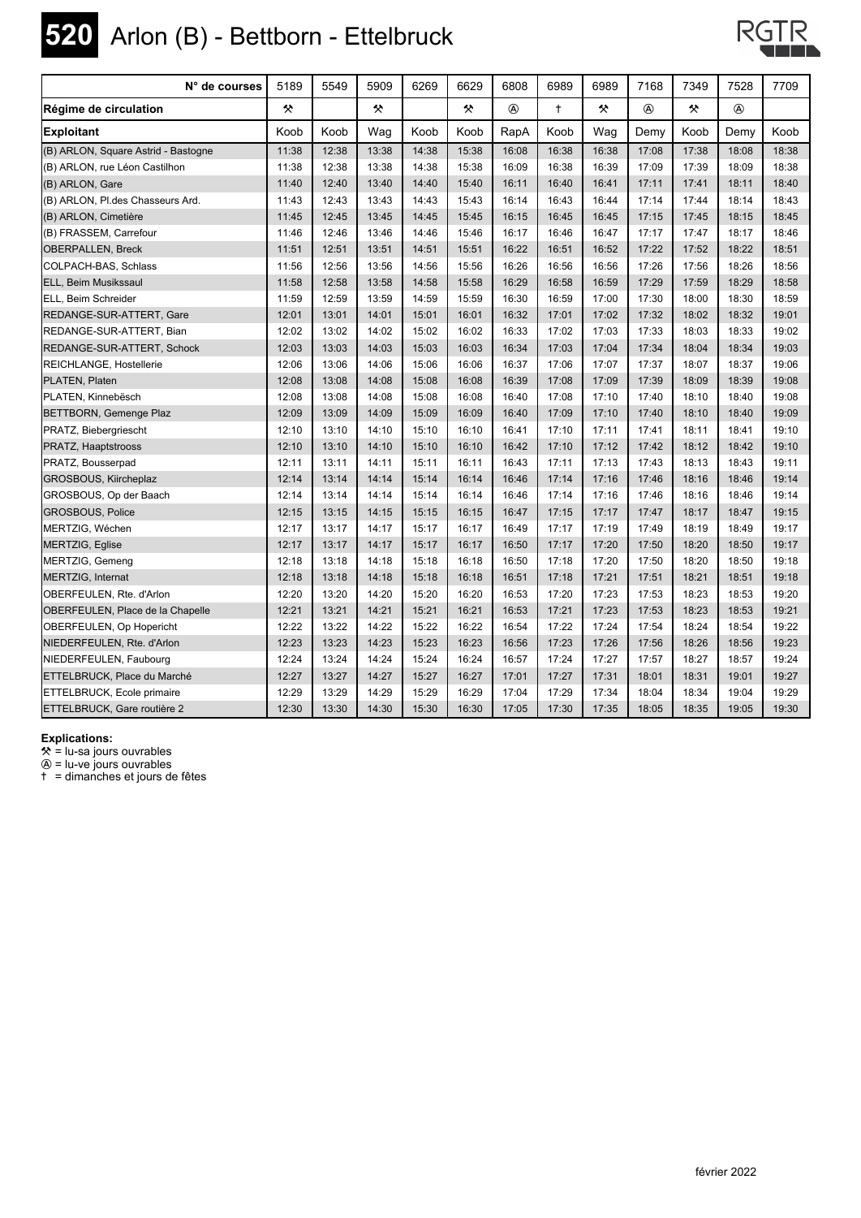# 520 Arlon (B) - Bettborn - Ettelbruck

RGTR

| N° de courses | 5189 | 5549 | 5909 | 6269 | 6629 | 6808 | 6989 | 6989 | 7168 | 7349 | 7528 | 7709 |
|---|---|---|---|---|---|---|---|---|---|---|---|---|
| **Régime de circulation** | ⚒ | | ⚒ | | ⚒ | Ⓐ | † | ⚒ | Ⓐ | ⚒ | Ⓐ | |
| **Exploitant** | Koob | Koob | Wag | Koob | Koob | RapA | Koob | Wag | Demy | Koob | Demy | Koob |
| (B) ARLON, Square Astrid - Bastogne | 11:38 | 12:38 | 13:38 | 14:38 | 15:38 | 16:08 | 16:38 | 16:38 | 17:08 | 17:38 | 18:08 | 18:38 |
| (B) ARLON, rue Léon Castilhon | 11:38 | 12:38 | 13:38 | 14:38 | 15:38 | 16:09 | 16:38 | 16:39 | 17:09 | 17:39 | 18:09 | 18:38 |
| (B) ARLON, Gare | 11:40 | 12:40 | 13:40 | 14:40 | 15:40 | 16:11 | 16:40 | 16:41 | 17:11 | 17:41 | 18:11 | 18:40 |
| (B) ARLON, Pl.des Chasseurs Ard. | 11:43 | 12:43 | 13:43 | 14:43 | 15:43 | 16:14 | 16:43 | 16:44 | 17:14 | 17:44 | 18:14 | 18:43 |
| (B) ARLON, Cimetière | 11:45 | 12:45 | 13:45 | 14:45 | 15:45 | 16:15 | 16:45 | 16:45 | 17:15 | 17:45 | 18:15 | 18:45 |
| (B) FRASSEM, Carrefour | 11:46 | 12:46 | 13:46 | 14:46 | 15:46 | 16:17 | 16:46 | 16:47 | 17:17 | 17:47 | 18:17 | 18:46 |
| OBERPALLEN, Breck | 11:51 | 12:51 | 13:51 | 14:51 | 15:51 | 16:22 | 16:51 | 16:52 | 17:22 | 17:52 | 18:22 | 18:51 |
| COLPACH-BAS, Schlass | 11:56 | 12:56 | 13:56 | 14:56 | 15:56 | 16:26 | 16:56 | 16:56 | 17:26 | 17:56 | 18:26 | 18:56 |
| ELL, Beim Musikssaul | 11:58 | 12:58 | 13:58 | 14:58 | 15:58 | 16:29 | 16:58 | 16:59 | 17:29 | 17:59 | 18:29 | 18:58 |
| ELL, Beim Schreider | 11:59 | 12:59 | 13:59 | 14:59 | 15:59 | 16:30 | 16:59 | 17:00 | 17:30 | 18:00 | 18:30 | 18:59 |
| REDANGE-SUR-ATTERT, Gare | 12:01 | 13:01 | 14:01 | 15:01 | 16:01 | 16:32 | 17:01 | 17:02 | 17:32 | 18:02 | 18:32 | 19:01 |
| REDANGE-SUR-ATTERT, Bian | 12:02 | 13:02 | 14:02 | 15:02 | 16:02 | 16:33 | 17:02 | 17:03 | 17:33 | 18:03 | 18:33 | 19:02 |
| REDANGE-SUR-ATTERT, Schock | 12:03 | 13:03 | 14:03 | 15:03 | 16:03 | 16:34 | 17:03 | 17:04 | 17:34 | 18:04 | 18:34 | 19:03 |
| REICHLANGE, Hostellerie | 12:06 | 13:06 | 14:06 | 15:06 | 16:06 | 16:37 | 17:06 | 17:07 | 17:37 | 18:07 | 18:37 | 19:06 |
| PLATEN, Platen | 12:08 | 13:08 | 14:08 | 15:08 | 16:08 | 16:39 | 17:08 | 17:09 | 17:39 | 18:09 | 18:39 | 19:08 |
| PLATEN, Kinnebësch | 12:08 | 13:08 | 14:08 | 15:08 | 16:08 | 16:40 | 17:08 | 17:10 | 17:40 | 18:10 | 18:40 | 19:08 |
| BETTBORN, Gemenge Plaz | 12:09 | 13:09 | 14:09 | 15:09 | 16:09 | 16:40 | 17:09 | 17:10 | 17:40 | 18:10 | 18:40 | 19:09 |
| PRATZ, Biebergriescht | 12:10 | 13:10 | 14:10 | 15:10 | 16:10 | 16:41 | 17:10 | 17:11 | 17:41 | 18:11 | 18:41 | 19:10 |
| PRATZ, Haaptstrooss | 12:10 | 13:10 | 14:10 | 15:10 | 16:10 | 16:42 | 17:10 | 17:12 | 17:42 | 18:12 | 18:42 | 19:10 |
| PRATZ, Bousserpad | 12:11 | 13:11 | 14:11 | 15:11 | 16:11 | 16:43 | 17:11 | 17:13 | 17:43 | 18:13 | 18:43 | 19:11 |
| GROSBOUS, Kiircheplaz | 12:14 | 13:14 | 14:14 | 15:14 | 16:14 | 16:46 | 17:14 | 17:16 | 17:46 | 18:16 | 18:46 | 19:14 |
| GROSBOUS, Op der Baach | 12:14 | 13:14 | 14:14 | 15:14 | 16:14 | 16:46 | 17:14 | 17:16 | 17:46 | 18:16 | 18:46 | 19:14 |
| GROSBOUS, Police | 12:15 | 13:15 | 14:15 | 15:15 | 16:15 | 16:47 | 17:15 | 17:17 | 17:47 | 18:17 | 18:47 | 19:15 |
| MERTZIG, Wéchen | 12:17 | 13:17 | 14:17 | 15:17 | 16:17 | 16:49 | 17:17 | 17:19 | 17:49 | 18:19 | 18:49 | 19:17 |
| MERTZIG, Eglise | 12:17 | 13:17 | 14:17 | 15:17 | 16:17 | 16:50 | 17:17 | 17:20 | 17:50 | 18:20 | 18:50 | 19:17 |
| MERTZIG, Gemeng | 12:18 | 13:18 | 14:18 | 15:18 | 16:18 | 16:50 | 17:18 | 17:20 | 17:50 | 18:20 | 18:50 | 19:18 |
| MERTZIG, Internat | 12:18 | 13:18 | 14:18 | 15:18 | 16:18 | 16:51 | 17:18 | 17:21 | 17:51 | 18:21 | 18:51 | 19:18 |
| OBERFEULEN, Rte. d'Arlon | 12:20 | 13:20 | 14:20 | 15:20 | 16:20 | 16:53 | 17:20 | 17:23 | 17:53 | 18:23 | 18:53 | 19:20 |
| OBERFEULEN, Place de la Chapelle | 12:21 | 13:21 | 14:21 | 15:21 | 16:21 | 16:53 | 17:21 | 17:23 | 17:53 | 18:23 | 18:53 | 19:21 |
| OBERFEULEN, Op Hopericht | 12:22 | 13:22 | 14:22 | 15:22 | 16:22 | 16:54 | 17:22 | 17:24 | 17:54 | 18:24 | 18:54 | 19:22 |
| NIEDERFEULEN, Rte. d'Arlon | 12:23 | 13:23 | 14:23 | 15:23 | 16:23 | 16:56 | 17:23 | 17:26 | 17:56 | 18:26 | 18:56 | 19:23 |
| NIEDERFEULEN, Faubourg | 12:24 | 13:24 | 14:24 | 15:24 | 16:24 | 16:57 | 17:24 | 17:27 | 17:57 | 18:27 | 18:57 | 19:24 |
| ETTELBRUCK, Place du Marché | 12:27 | 13:27 | 14:27 | 15:27 | 16:27 | 17:01 | 17:27 | 17:31 | 18:01 | 18:31 | 19:01 | 19:27 |
| ETTELBRUCK, Ecole primaire | 12:29 | 13:29 | 14:29 | 15:29 | 16:29 | 17:04 | 17:29 | 17:34 | 18:04 | 18:34 | 19:04 | 19:29 |
| ETTELBRUCK, Gare routière 2 | 12:30 | 13:30 | 14:30 | 15:30 | 16:30 | 17:05 | 17:30 | 17:35 | 18:05 | 18:35 | 19:05 | 19:30 |

**Explications:**

⚒ = lu-sa jours ouvrables
Ⓐ = lu-ve jours ouvrables
† = dimanches et jours de fêtes

février 2022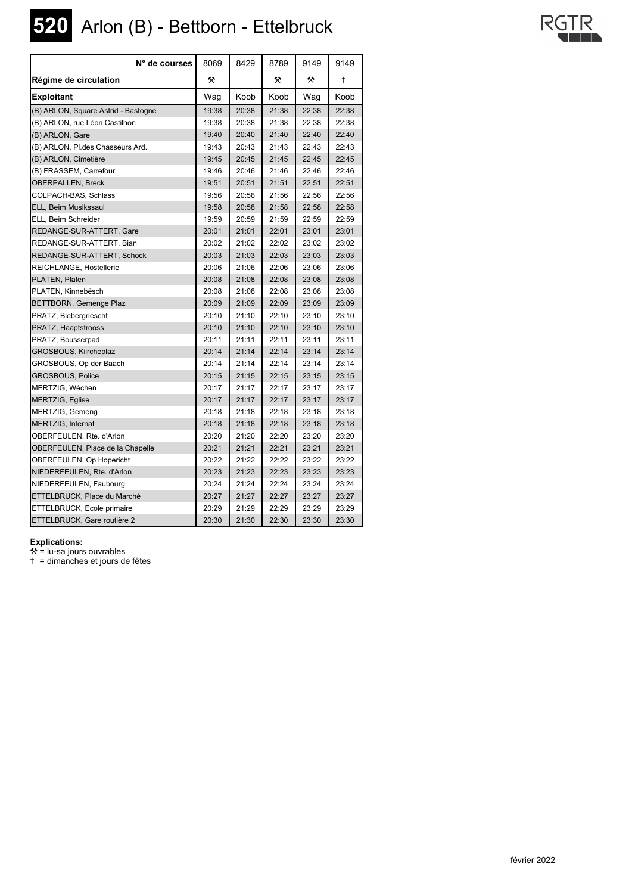# 520 Arlon (B) - Bettborn - Ettelbruck

RGTR

| N° de courses | 8069 | 8429 | 8789 | 9149 | 9149 |
|---|---|---|---|---|---|
| **Régime de circulation** | ⚒ | | ⚒ | ⚒ | † |
| **Exploitant** | Wag | Koob | Koob | Wag | Koob |
| (B) ARLON, Square Astrid - Bastogne | 19:38 | 20:38 | 21:38 | 22:38 | 22:38 |
| (B) ARLON, rue Léon Castilhon | 19:38 | 20:38 | 21:38 | 22:38 | 22:38 |
| (B) ARLON, Gare | 19:40 | 20:40 | 21:40 | 22:40 | 22:40 |
| (B) ARLON, Pl.des Chasseurs Ard. | 19:43 | 20:43 | 21:43 | 22:43 | 22:43 |
| (B) ARLON, Cimetière | 19:45 | 20:45 | 21:45 | 22:45 | 22:45 |
| (B) FRASSEM, Carrefour | 19:46 | 20:46 | 21:46 | 22:46 | 22:46 |
| OBERPALLEN, Breck | 19:51 | 20:51 | 21:51 | 22:51 | 22:51 |
| COLPACH-BAS, Schlass | 19:56 | 20:56 | 21:56 | 22:56 | 22:56 |
| ELL, Beim Musikssaul | 19:58 | 20:58 | 21:58 | 22:58 | 22:58 |
| ELL, Beim Schreider | 19:59 | 20:59 | 21:59 | 22:59 | 22:59 |
| REDANGE-SUR-ATTERT, Gare | 20:01 | 21:01 | 22:01 | 23:01 | 23:01 |
| REDANGE-SUR-ATTERT, Bian | 20:02 | 21:02 | 22:02 | 23:02 | 23:02 |
| REDANGE-SUR-ATTERT, Schock | 20:03 | 21:03 | 22:03 | 23:03 | 23:03 |
| REICHLANGE, Hostellerie | 20:06 | 21:06 | 22:06 | 23:06 | 23:06 |
| PLATEN, Platen | 20:08 | 21:08 | 22:08 | 23:08 | 23:08 |
| PLATEN, Kinnebësch | 20:08 | 21:08 | 22:08 | 23:08 | 23:08 |
| BETTBORN, Gemenge Plaz | 20:09 | 21:09 | 22:09 | 23:09 | 23:09 |
| PRATZ, Biebergriescht | 20:10 | 21:10 | 22:10 | 23:10 | 23:10 |
| PRATZ, Haaptstrooss | 20:10 | 21:10 | 22:10 | 23:10 | 23:10 |
| PRATZ, Bousserpad | 20:11 | 21:11 | 22:11 | 23:11 | 23:11 |
| GROSBOUS, Kiircheplaz | 20:14 | 21:14 | 22:14 | 23:14 | 23:14 |
| GROSBOUS, Op der Baach | 20:14 | 21:14 | 22:14 | 23:14 | 23:14 |
| GROSBOUS, Police | 20:15 | 21:15 | 22:15 | 23:15 | 23:15 |
| MERTZIG, Wéchen | 20:17 | 21:17 | 22:17 | 23:17 | 23:17 |
| MERTZIG, Eglise | 20:17 | 21:17 | 22:17 | 23:17 | 23:17 |
| MERTZIG, Gemeng | 20:18 | 21:18 | 22:18 | 23:18 | 23:18 |
| MERTZIG, Internat | 20:18 | 21:18 | 22:18 | 23:18 | 23:18 |
| OBERFEULEN, Rte. d'Arlon | 20:20 | 21:20 | 22:20 | 23:20 | 23:20 |
| OBERFEULEN, Place de la Chapelle | 20:21 | 21:21 | 22:21 | 23:21 | 23:21 |
| OBERFEULEN, Op Hopericht | 20:22 | 21:22 | 22:22 | 23:22 | 23:22 |
| NIEDERFEULEN, Rte. d'Arlon | 20:23 | 21:23 | 22:23 | 23:23 | 23:23 |
| NIEDERFEULEN, Faubourg | 20:24 | 21:24 | 22:24 | 23:24 | 23:24 |
| ETTELBRUCK, Place du Marché | 20:27 | 21:27 | 22:27 | 23:27 | 23:27 |
| ETTELBRUCK, Ecole primaire | 20:29 | 21:29 | 22:29 | 23:29 | 23:29 |
| ETTELBRUCK, Gare routière 2 | 20:30 | 21:30 | 22:30 | 23:30 | 23:30 |

**Explications:**

⚒ = lu-sa jours ouvrables

† = dimanches et jours de fêtes

février 2022